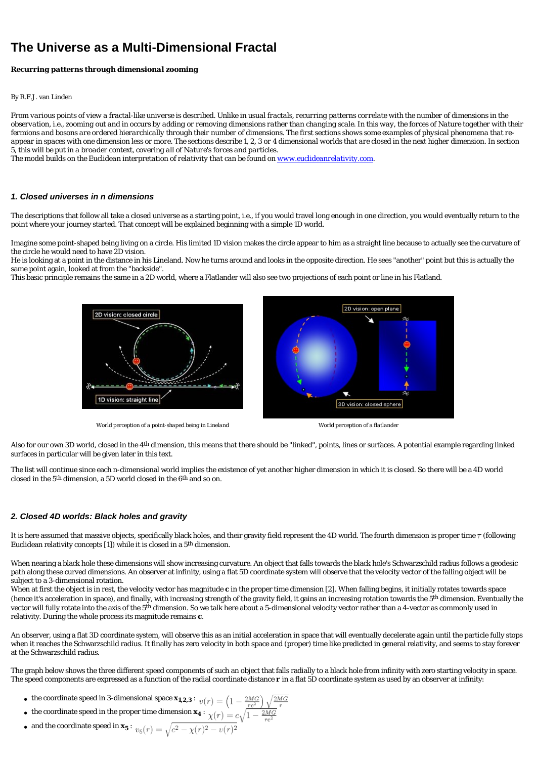# The Universe as a Multi-Dimensional Fractal

***Recurring patterns through dimensional zooming***

By R.F.J. van Linden

*From various points of view a fractal-like universe is described. Unlike in usual fractals, recurring patterns correlate with the number of dimensions in the observation, i.e., zooming out and in occurs by adding or removing dimensions rather than changing scale. In this way, the forces of Nature together with their fermions and bosons are ordered hierarchically through their number of dimensions. The first sections shows some examples of physical phenomena that re-appear in spaces with one dimension less or more. The sections describe 1, 2, 3 or 4 dimensional worlds that are closed in the next higher dimension. In section 5, this will be put in a broader context, covering all of Nature's forces and particles.*
*The model builds on the Euclidean interpretation of relativity that can be found on* www.euclideanrelativity.com.

## *1. Closed universes in n dimensions*

The descriptions that follow all take a closed universe as a starting point, i.e., if you would travel long enough in one direction, you would eventually return to the point where your journey started. That concept will be explained beginning with a simple 1D world.

Imagine some point-shaped being living on a circle. His limited 1D vision makes the circle appear to him as a straight line because to actually see the curvature of the circle he would need to have 2D vision.
He is looking at a point in the distance in his Lineland. Now he turns around and looks in the opposite direction. He sees "another" point but this is actually the same point again, looked at from the "backside".
This basic principle remains the same in a 2D world, where a Flatlander will also see two projections of each point or line in his Flatland.

World perception of a point-shaped being in Lineland

World perception of a flatlander

Also for our own 3D world, closed in the 4th dimension, this means that there should be "linked", points, lines or surfaces. A potential example regarding linked surfaces in particular will be given later in this text.

The list will continue since each n-dimensional world implies the existence of yet another higher dimension in which it is closed. So there will be a 4D world closed in the 5th dimension, a 5D world closed in the 6th and so on.

## *2. Closed 4D worlds: Black holes and gravity*

It is here assumed that massive objects, specifically black holes, and their gravity field represent the 4D world. The fourth dimension is proper time $\tau$ (following Euclidean relativity concepts [1]) while it is closed in a 5th dimension.

When nearing a black hole these dimensions will show increasing curvature. An object that falls towards the black hole's Schwarzschild radius follows a geodesic path along these curved dimensions. An observer at infinity, using a flat 5D coordinate system will observe that the velocity vector of the falling object will be subject to a 3-dimensional rotation.
When at first the object is in rest, the velocity vector has magnitude **c** in the proper time dimension [2]. When falling begins, it initially rotates towards space (hence it's acceleration in space), and finally, with increasing strength of the gravity field, it gains an increasing rotation towards the 5th dimension. Eventually the vector will fully rotate into the axis of the 5th dimension. So we talk here about a 5-dimensional velocity vector rather than a 4-vector as commonly used in relativity. During the whole process its magnitude remains **c**.

An observer, using a flat 3D coordinate system, will observe this as an initial acceleration in space that will eventually decelerate again until the particle fully stops when it reaches the Schwarzschild radius. It finally has zero velocity in both space and (proper) time like predicted in general relativity, and seems to stay forever at the Schwarzschild radius.

The graph below shows the three different speed components of such an object that falls radially to a black hole from infinity with zero starting velocity in space. The speed components are expressed as a function of the radial coordinate distance **r** in a flat 5D coordinate system as used by an observer at infinity:

- the coordinate speed in 3-dimensional space $\mathbf{x_{1,2,3}}$: $v(r) = \left(1 - \frac{2MG}{rc^2}\right)\sqrt{\frac{2MG}{r}}$
- the coordinate speed in the proper time dimension $\mathbf{x_4}$: $\chi(r) = c\sqrt{1 - \frac{2MG}{rc^2}}$
- and the coordinate speed in $\mathbf{x_5}$: $v_5(r) = \sqrt{c^2 - \chi(r)^2 - v(r)^2}$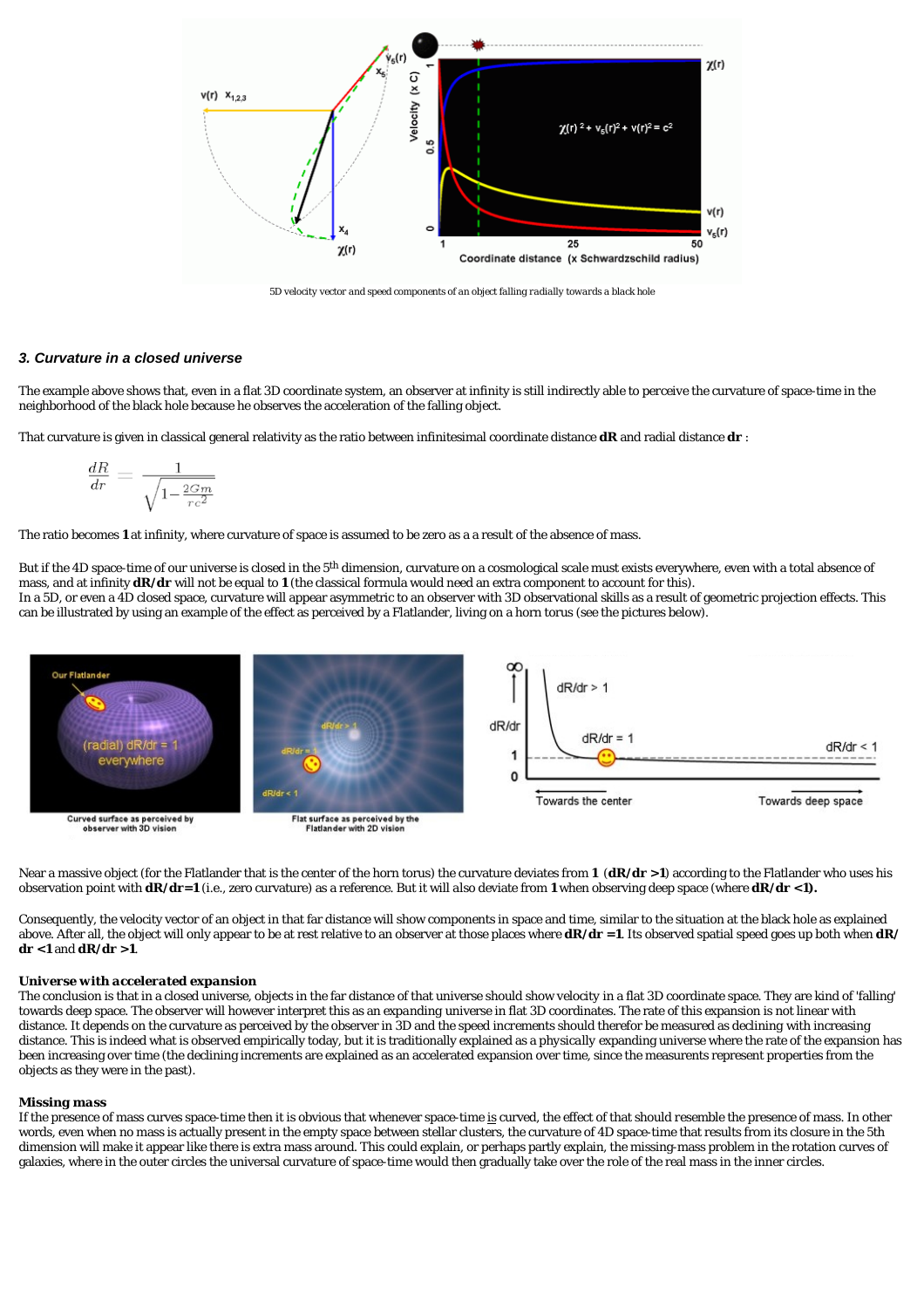5D velocity vector and speed components of an object falling radially towards a black hole

### *3. Curvature in a closed universe*

The example above shows that, even in a flat 3D coordinate system, an observer at infinity is still indirectly able to perceive the curvature of space-time in the neighborhood of the black hole because he observes the acceleration of the falling object.

That curvature is given in classical general relativity as the ratio between infinitesimal coordinate distance **dR** and radial distance **dr** :

$$\frac{dR}{dr} = \frac{1}{\sqrt{1 - \frac{2Gm}{rc^2}}}$$

The ratio becomes **1** at infinity, where curvature of space is assumed to be zero as a a result of the absence of mass.

But if the 4D space-time of our universe is closed in the 5th dimension, curvature on a cosmological scale must exists everywhere, even with a total absence of mass, and at infinity **dR/dr** will not be equal to **1** (the classical formula would need an extra component to account for this).
In a 5D, or even a 4D closed space, curvature will appear asymmetric to an observer with 3D observational skills as a result of geometric projection effects. This can be illustrated by using an example of the effect as perceived by a Flatlander, living on a horn torus (see the pictures below).

Curved surface as perceived by observer with 3D vision

Flat surface as perceived by the Flatlander with 2D vision

Near a massive object (for the Flatlander that is the center of the horn torus) the curvature deviates from **1** (**dR/dr >1**) according to the Flatlander who uses his observation point with **dR/dr=1** (i.e., zero curvature) as a reference. But it will also deviate from **1** when observing deep space (where **dR/dr <1).**

Consequently, the velocity vector of an object in that far distance will show components in space and time, similar to the situation at the black hole as explained above. After all, the object will only appear to be at rest relative to an observer at those places where **dR/dr =1**. Its observed spatial speed goes up both when **dR/dr <1** and **dR/dr >1**.

**Universe with *accelerated* expansion**
The conclusion is that in a closed universe, objects in the far distance of that universe should show velocity in a flat 3D coordinate space. They are kind of 'falling' towards deep space. The observer will however interpret this as an *expanding* universe in flat 3D coordinates. The rate of this expansion is not linear with distance. It depends on the curvature as perceived by the observer in 3D and the speed increments should therefor be measured as declining with increasing distance. This is indeed what is observed empirically today, but it is traditionally explained as a physically expanding universe where the rate of the expansion has been increasing over time (the declining increments are explained as an accelerated expansion over time, since the measurements represent properties from the objects as they were in the past).

**Missing mass**
If the presence of mass curves space-time then it is obvious that whenever space-time is curved, the effect of that should resemble the presence of mass. In other words, even when no mass is actually present in the empty space between stellar clusters, the curvature of 4D space-time that results from its closure in the 5th dimension will make it appear like there is extra mass around. This could explain, or perhaps partly explain, the missing-mass problem in the rotation curves of galaxies, where in the outer circles the universal curvature of space-time would then gradually take over the role of the real mass in the inner circles.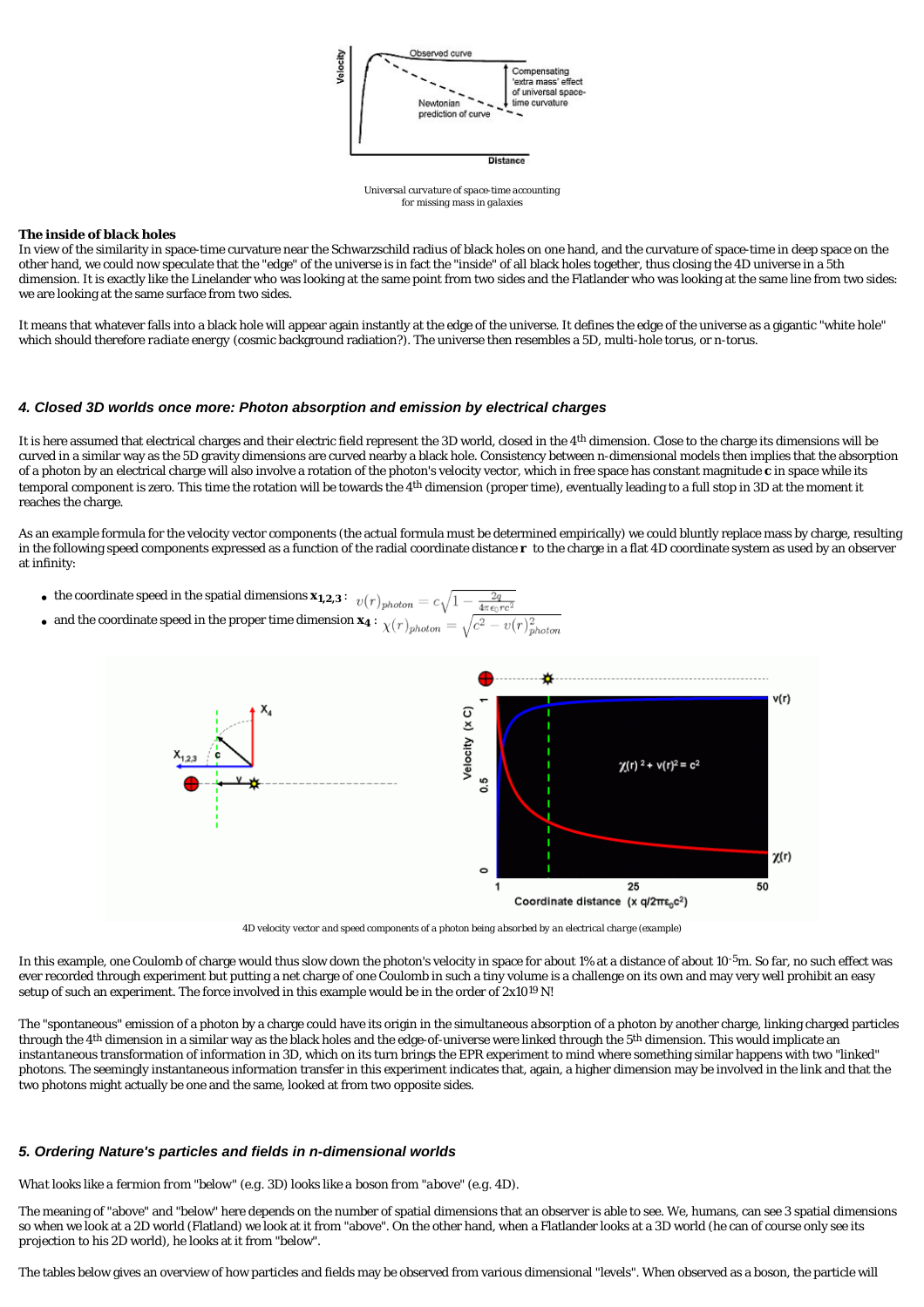Universal curvature of space-time accounting for missing mass in galaxies

**The inside of black holes**

In view of the similarity in space-time curvature near the Schwarzschild radius of black holes on one hand, and the curvature of space-time in deep space on the other hand, we could now speculate that the "edge" of the universe is in fact the "inside" of all black holes together, thus closing the 4D universe in a 5th dimension. It is exactly like the Linelander who was looking at the same point from two sides and the Flatlander who was looking at the same line from two sides: we are looking at the same surface from two sides.

It means that whatever falls into a black hole will appear again instantly at the edge of the universe. It defines the edge of the universe as a gigantic "white hole" which should therefore *radiate* energy (cosmic background radiation?). The universe then resembles a 5D, multi-hole torus, or n-torus.

### *4. Closed 3D worlds once more: Photon absorption and emission by electrical charges*

It is here assumed that electrical charges and their electric field represent the 3D world, closed in the 4th dimension. Close to the charge its dimensions will be curved in a similar way as the 5D gravity dimensions are curved nearby a black hole. Consistency between n-dimensional models then implies that the absorption of a photon by an electrical charge will also involve a rotation of the photon's velocity vector, which in free space has constant magnitude **c** in space while its temporal component is zero. This time the rotation will be towards the 4th dimension (proper time), eventually leading to a full stop in 3D at the moment it reaches the charge.

As an example formula for the velocity vector components (the actual formula must be determined empirically) we could bluntly replace mass by charge, resulting in the following speed components expressed as a function of the radial coordinate distance **r** to the charge in a flat 4D coordinate system as used by an observer at infinity:

- the coordinate speed in the spatial dimensions $\mathbf{x_{1,2,3}}$: $v(r)_{photon} = c\sqrt{1 - \frac{2q}{4\pi\epsilon_0 rc^2}}$
- and the coordinate speed in the proper time dimension $\mathbf{x_4}$: $\chi(r)_{photon} = \sqrt{c^2 - v(r)^2_{photon}}$

*4D velocity vector and speed components of a photon being absorbed by an electrical charge (example)*

In this example, one Coulomb of charge would thus slow down the photon's velocity in space for about 1% at a distance of about $10^{-5}$m. So far, no such effect was ever recorded through experiment but putting a net charge of one Coulomb in such a tiny volume is a challenge on its own and may very well prohibit an easy setup of such an experiment. The force involved in this example would be in the order of $2 \times 10^{19}$ N!

The "spontaneous" emission of a photon by a charge could have its origin in the simultaneous absorption of a photon by another charge, linking charged particles through the 4th dimension in a similar way as the black holes and the edge-of-universe were linked through the 5th dimension. This would implicate an *instantaneous* transformation of information in 3D, which on its turn brings the EPR experiment to mind where something similar happens with two "linked" photons. The seemingly instantaneous information transfer in this experiment indicates that, again, a higher dimension may be involved in the link and that the two photons might actually be one and the same, looked at from two opposite sides.

### *5. Ordering Nature's particles and fields in n-dimensional worlds*

*What looks like a fermion from "below" (e.g. 3D) looks like a boson from "above" (e.g. 4D).*

The meaning of "above" and "below" here depends on the number of spatial dimensions that an observer is able to see. We, humans, can see 3 spatial dimensions so when we look at a 2D world (Flatland) we look at it from "above". On the other hand, when a Flatlander looks at a 3D world (he can of course only see its projection to his 2D world), he looks at it from "below".

The tables below gives an overview of how particles and fields may be observed from various dimensional "levels". When observed as a boson, the particle will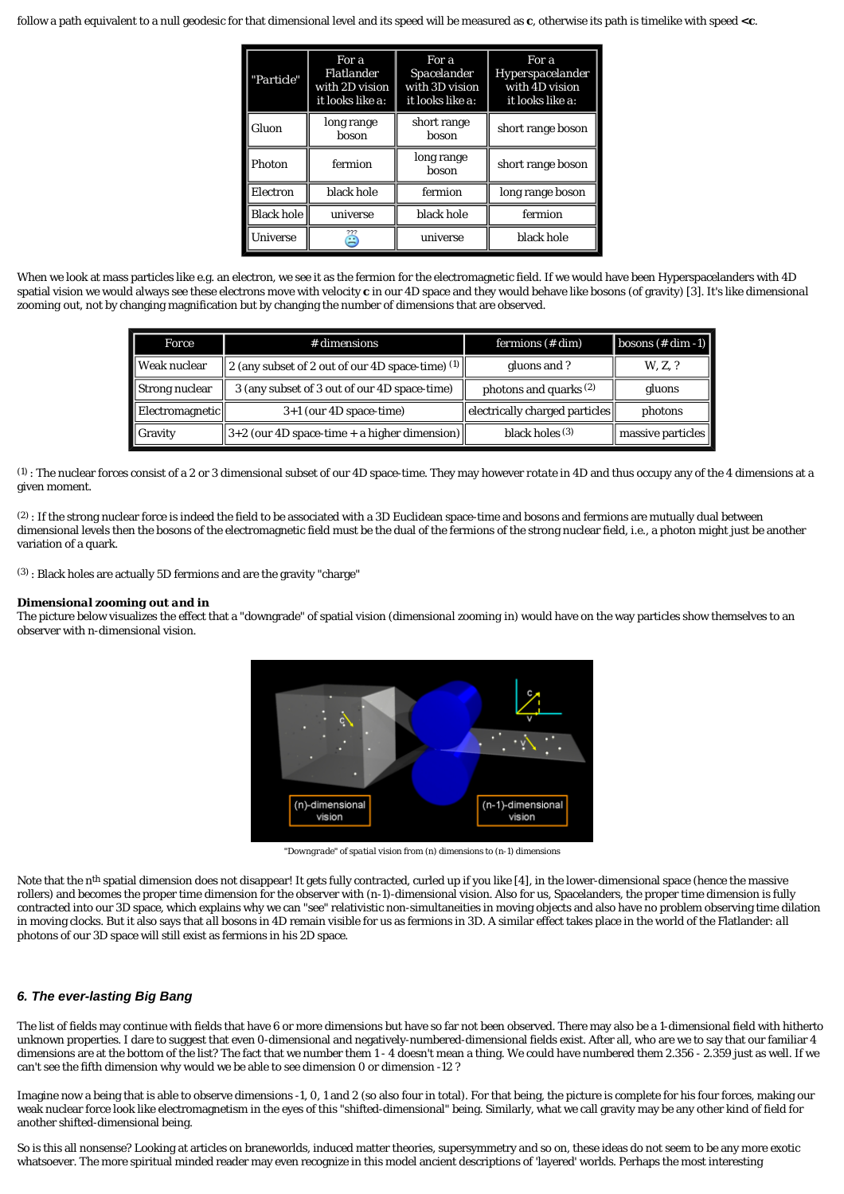follow a path equivalent to a null geodesic for that dimensional level and its speed will be measured as **c**, otherwise its path is timelike with speed **<c**.

| "Particle" | For a Flatlander with 2D vision it looks like a: | For a Spacelander with 3D vision it looks like a: | For a Hyperspacelander with 4D vision it looks like a: |
|---|---|---|---|
| Gluon | long range boson | short range boson | short range boson |
| Photon | fermion | long range boson | short range boson |
| Electron | black hole | fermion | long range boson |
| Black hole | universe | black hole | fermion |
| Universe | ??? | universe | black hole |

When we look at mass particles like e.g. an electron, we see it as the fermion for the electromagnetic field. If we would have been Hyperspacelanders with 4D spatial vision we would always see these electrons move with velocity **c** in our 4D space and they would behave like bosons (of gravity) [3]. It's like dimensional zooming out, not by changing magnification but by changing the number of dimensions that are observed.

| Force | # dimensions | fermions (# dim) | bosons (# dim - 1) |
|---|---|---|---|
| Weak nuclear | 2 (any subset of 2 out of our 4D space-time) [1] | gluons and ? | W, Z, ? |
| Strong nuclear | 3 (any subset of 3 out of our 4D space-time) | photons and quarks [2] | gluons |
| Electromagnetic | 3+1 (our 4D space-time) | electrically charged particles | photons |
| Gravity | 3+2 (our 4D space-time + a higher dimension) | black holes [3] | massive particles |

[1] : The nuclear forces consist of a 2 or 3 dimensional subset of our 4D space-time. They may however *rotate* in 4D and thus occupy any of the 4 dimensions at a given moment.

[2] : If the strong nuclear force is indeed the field to be associated with a 3D Euclidean space-time and bosons and fermions are mutually dual between dimensional levels then the bosons of the electromagnetic field must be the dual of the fermions of the strong nuclear field, i.e., a photon might just be another variation of a quark.

[3] : Black holes are actually 5D fermions and are the gravity "charge"

**Dimensional zooming out and in**
The picture below visualizes the effect that a "downgrade" of spatial vision (dimensional zooming in) would have on the way particles show themselves to an observer with n-dimensional vision.

"Downgrade" of spatial vision from (n) dimensions to (n-1) dimensions

Note that the $n^{th}$ spatial dimension does not disappear! It gets fully contracted, curled up if you like [4], in the lower-dimensional space (hence the massive rollers) and becomes the proper time dimension for the observer with (n-1)-dimensional vision. Also for us, Spacelanders, the proper time dimension is fully contracted into our 3D space, which explains why we can "see" relativistic non-simultaneities in moving objects and also have no problem observing time dilation in moving clocks. But it also says that all bosons in 4D remain visible for us as fermions in 3D. A similar effect takes place in the world of the Flatlander: all photons of our 3D space will still exist as fermions in his 2D space.

### 6. The ever-lasting Big Bang

The list of fields may continue with fields that have 6 or more dimensions but have so far not been observed. There may also be a 1-dimensional field with hitherto unknown properties. I dare to suggest that even 0-dimensional and negatively-numbered-dimensional fields exist. After all, who are we to say that our familiar 4 dimensions are at the bottom of the list? The fact that we number them 1 - 4 doesn't mean a thing. We could have numbered them 2.356 - 2.359 just as well. If we can't see the fifth dimension why would we be able to see dimension 0 or dimension -12 ?

Imagine now a being that is able to observe dimensions -1, 0, 1 and 2 (so also four in total). For that being, the picture is complete for his four forces, making our weak nuclear force look like electromagnetism in the eyes of this "shifted-dimensional" being. Similarly, what we call gravity may be any other kind of field for another shifted-dimensional being.

So is this all nonsense? Looking at articles on braneworlds, induced matter theories, supersymmetry and so on, these ideas do not seem to be any more exotic whatsoever. The more spiritual minded reader may even recognize in this model ancient descriptions of 'layered' worlds. Perhaps the most interesting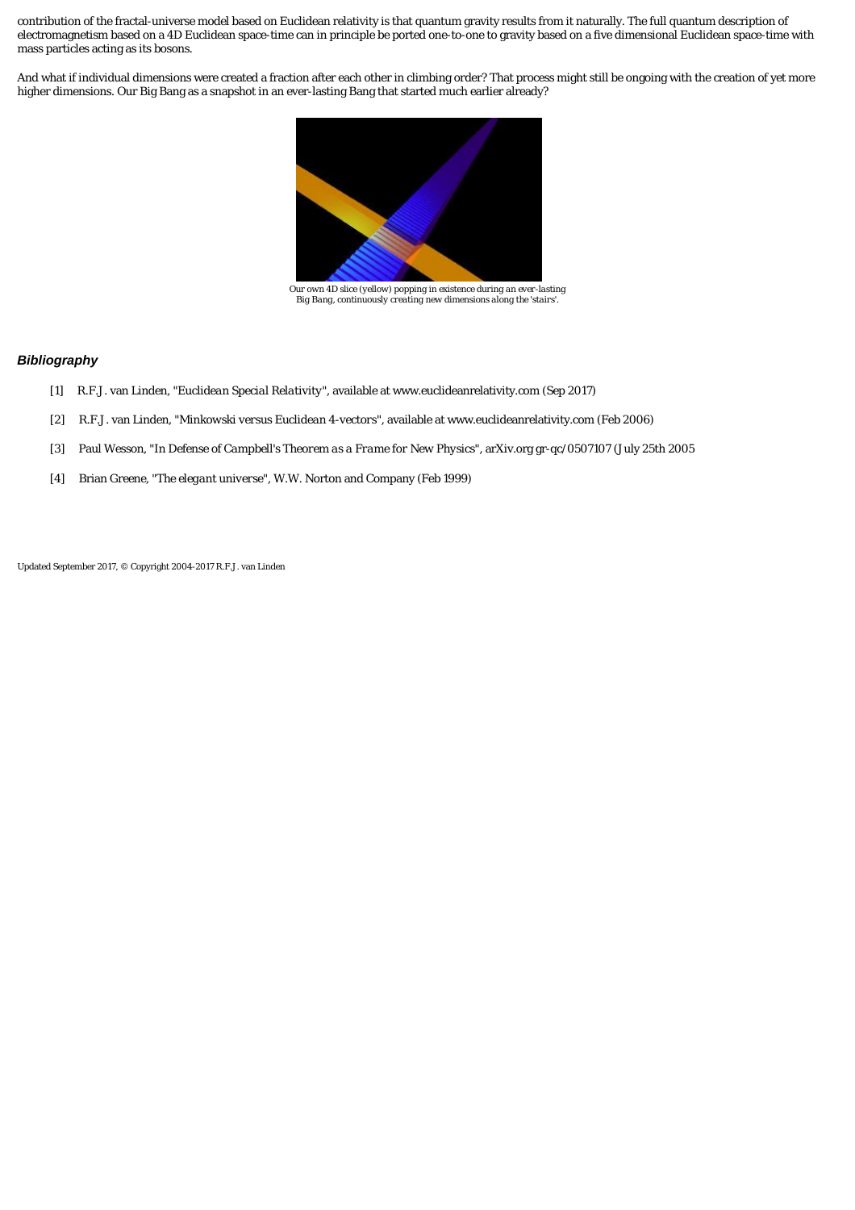contribution of the fractal-universe model based on Euclidean relativity is that quantum gravity results from it naturally. The full quantum description of electromagnetism based on a 4D Euclidean space-time can in principle be ported one-to-one to gravity based on a five dimensional Euclidean space-time with mass particles acting as its bosons.

And what if individual dimensions were created a fraction after each other in climbing order? That process might still be ongoing with the creation of yet more higher dimensions. Our Big Bang as a snapshot in an ever-lasting Bang that started much earlier already?

*Our own 4D slice (yellow) popping in existence during an ever-lasting Big Bang, continuously creating new dimensions along the 'stairs'.*

### Bibliography

[1] R.F.J. van Linden, "*Euclidean Special Relativity*", available at www.euclideanrelativity.com (Sep 2017)

[2] R.F.J. van Linden, "*Minkowski versus Euclidean 4-vectors*", available at www.euclideanrelativity.com (Feb 2006)

[3] Paul Wesson, "*In Defense of Campbell's Theorem as a Frame for New Physics*", arXiv.org gr-qc/0507107 (July 25th 2005

[4] Brian Greene, "*The elegant universe*", W.W. Norton and Company (Feb 1999)

Updated September 2017, © Copyright 2004-2017 R.F.J. van Linden